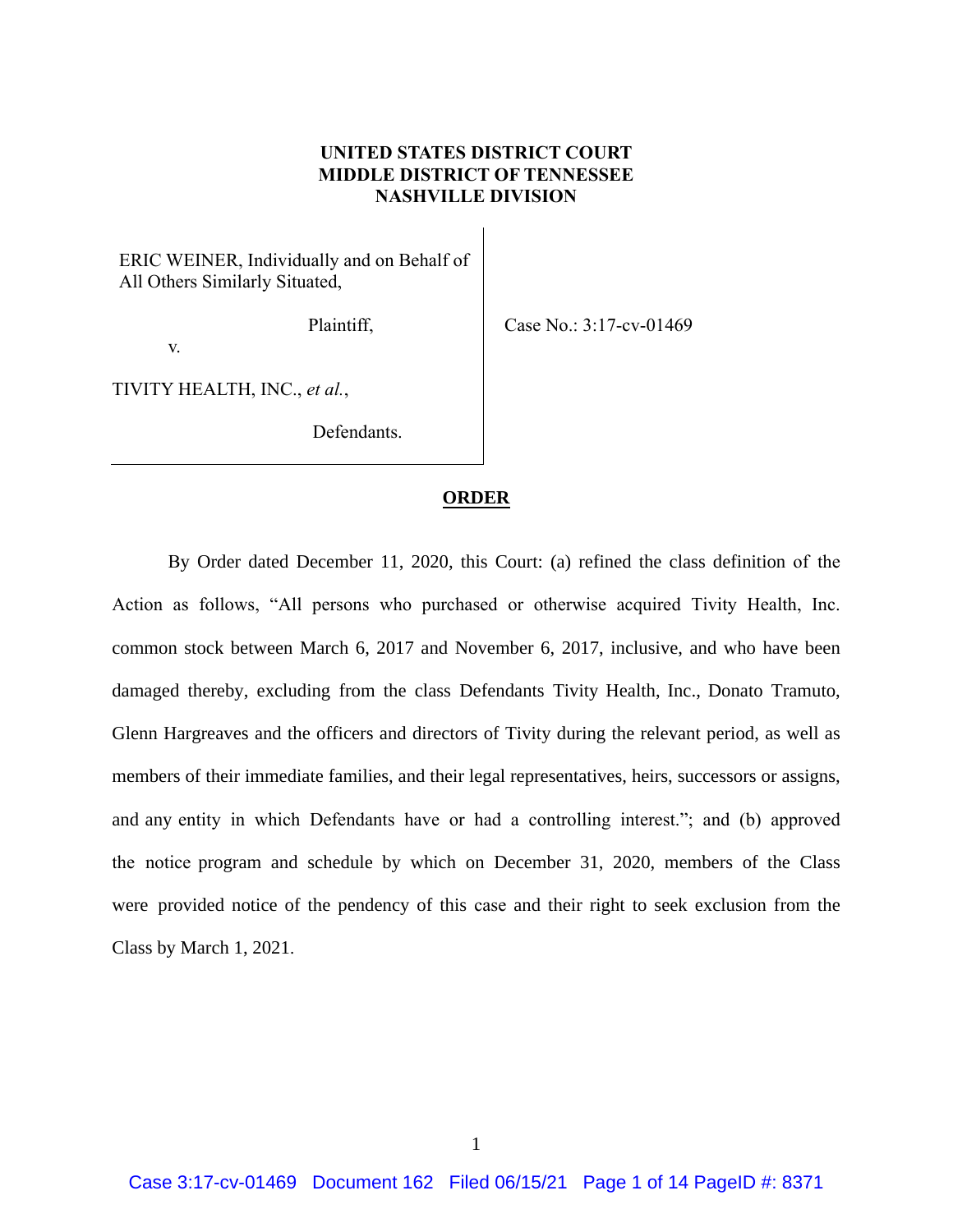**UNITED STATES DISTRICT COURT**
**MIDDLE DISTRICT OF TENNESSEE**
**NASHVILLE DIVISION**

ERIC WEINER, Individually and on Behalf of All Others Similarly Situated,

Plaintiff,

v.

TIVITY HEALTH, INC., *et al.*,

Defendants.

Case No.: 3:17-cv-01469

**ORDER**

By Order dated December 11, 2020, this Court: (a) refined the class definition of the Action as follows, "All persons who purchased or otherwise acquired Tivity Health, Inc. common stock between March 6, 2017 and November 6, 2017, inclusive, and who have been damaged thereby, excluding from the class Defendants Tivity Health, Inc., Donato Tramuto, Glenn Hargreaves and the officers and directors of Tivity during the relevant period, as well as members of their immediate families, and their legal representatives, heirs, successors or assigns, and any entity in which Defendants have or had a controlling interest."; and (b) approved the notice program and schedule by which on December 31, 2020, members of the Class were provided notice of the pendency of this case and their right to seek exclusion from the Class by March 1, 2021.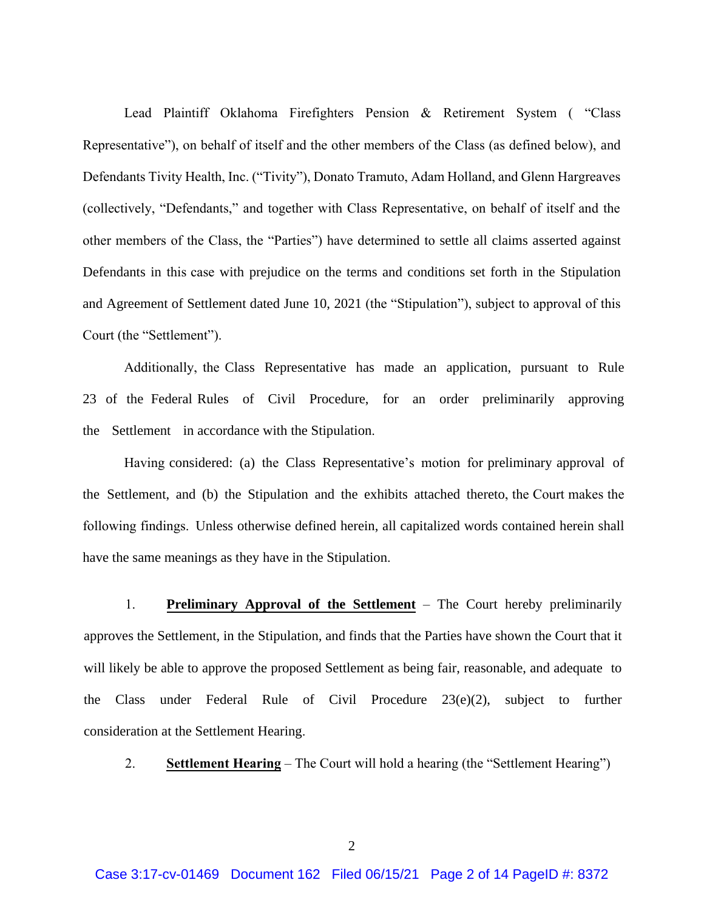Lead Plaintiff Oklahoma Firefighters Pension & Retirement System ( "Class Representative"), on behalf of itself and the other members of the Class (as defined below), and Defendants Tivity Health, Inc. ("Tivity"), Donato Tramuto, Adam Holland, and Glenn Hargreaves (collectively, "Defendants," and together with Class Representative, on behalf of itself and the other members of the Class, the "Parties") have determined to settle all claims asserted against Defendants in this case with prejudice on the terms and conditions set forth in the Stipulation and Agreement of Settlement dated June 10, 2021 (the "Stipulation"), subject to approval of this Court (the "Settlement").

Additionally, the Class Representative has made an application, pursuant to Rule 23 of the Federal Rules of Civil Procedure, for an order preliminarily approving the Settlement in accordance with the Stipulation.

Having considered: (a) the Class Representative's motion for preliminary approval of the Settlement, and (b) the Stipulation and the exhibits attached thereto, the Court makes the following findings. Unless otherwise defined herein, all capitalized words contained herein shall have the same meanings as they have in the Stipulation.

1. **<u>Preliminary Approval of the Settlement</u>** – The Court hereby preliminarily approves the Settlement, in the Stipulation, and finds that the Parties have shown the Court that it will likely be able to approve the proposed Settlement as being fair, reasonable, and adequate to the Class under Federal Rule of Civil Procedure 23(e)(2), subject to further consideration at the Settlement Hearing.

2. **<u>Settlement Hearing</u>** – The Court will hold a hearing (the "Settlement Hearing")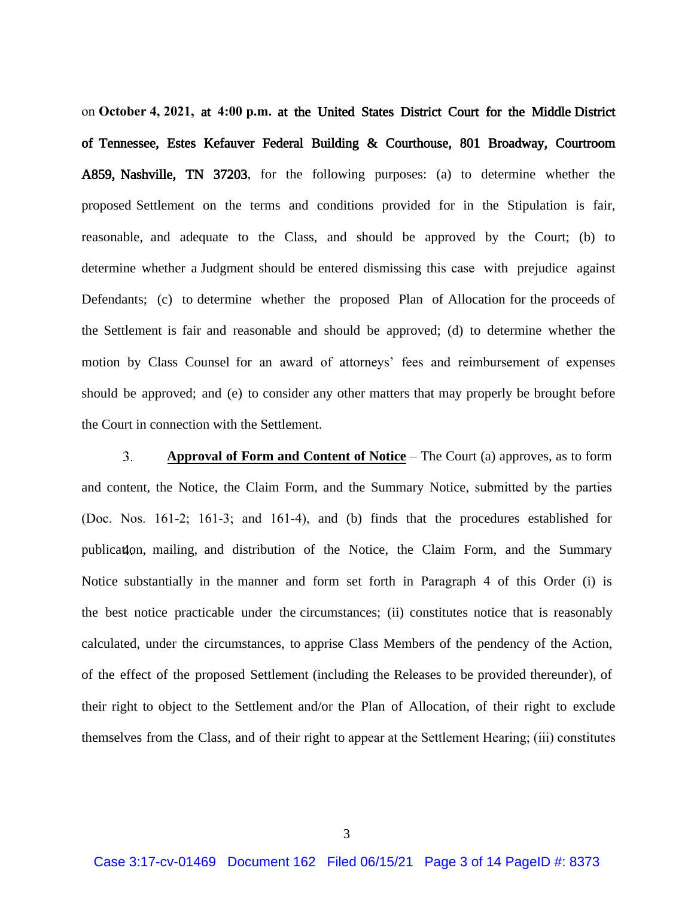on **October 4, 2021, at 4:00 p.m. at the United States District Court for the Middle District of Tennessee, Estes Kefauver Federal Building & Courthouse, 801 Broadway, Courtroom A859, Nashville, TN 37203**, for the following purposes: (a) to determine whether the proposed Settlement on the terms and conditions provided for in the Stipulation is fair, reasonable, and adequate to the Class, and should be approved by the Court; (b) to determine whether a Judgment should be entered dismissing this case with prejudice against Defendants; (c) to determine whether the proposed Plan of Allocation for the proceeds of the Settlement is fair and reasonable and should be approved; (d) to determine whether the motion by Class Counsel for an award of attorneys' fees and reimbursement of expenses should be approved; and (e) to consider any other matters that may properly be brought before the Court in connection with the Settlement.

3. **Approval of Form and Content of Notice** – The Court (a) approves, as to form and content, the Notice, the Claim Form, and the Summary Notice, submitted by the parties (Doc. Nos. 161-2; 161-3; and 161-4), and (b) finds that the procedures established for publication, mailing, and distribution of the Notice, the Claim Form, and the Summary Notice substantially in the manner and form set forth in Paragraph 4 of this Order (i) is the best notice practicable under the circumstances; (ii) constitutes notice that is reasonably calculated, under the circumstances, to apprise Class Members of the pendency of the Action, of the effect of the proposed Settlement (including the Releases to be provided thereunder), of their right to object to the Settlement and/or the Plan of Allocation, of their right to exclude themselves from the Class, and of their right to appear at the Settlement Hearing; (iii) constitutes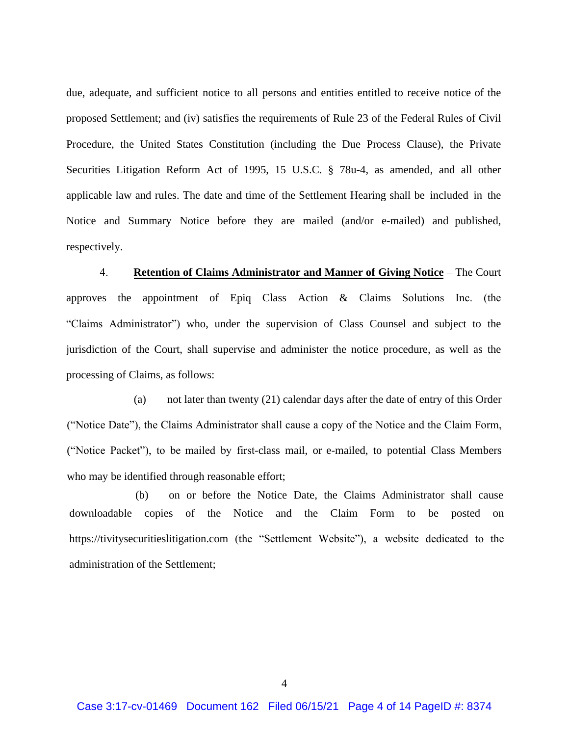due, adequate, and sufficient notice to all persons and entities entitled to receive notice of the proposed Settlement; and (iv) satisfies the requirements of Rule 23 of the Federal Rules of Civil Procedure, the United States Constitution (including the Due Process Clause), the Private Securities Litigation Reform Act of 1995, 15 U.S.C. § 78u-4, as amended, and all other applicable law and rules. The date and time of the Settlement Hearing shall be included in the Notice and Summary Notice before they are mailed (and/or e-mailed) and published, respectively.

4. **Retention of Claims Administrator and Manner of Giving Notice** – The Court approves the appointment of Epiq Class Action & Claims Solutions Inc. (the "Claims Administrator") who, under the supervision of Class Counsel and subject to the jurisdiction of the Court, shall supervise and administer the notice procedure, as well as the processing of Claims, as follows:

(a) not later than twenty (21) calendar days after the date of entry of this Order ("Notice Date"), the Claims Administrator shall cause a copy of the Notice and the Claim Form, ("Notice Packet"), to be mailed by first-class mail, or e-mailed, to potential Class Members who may be identified through reasonable effort;

(b) on or before the Notice Date, the Claims Administrator shall cause downloadable copies of the Notice and the Claim Form to be posted on https://tivitysecuritieslitigation.com (the "Settlement Website"), a website dedicated to the administration of the Settlement;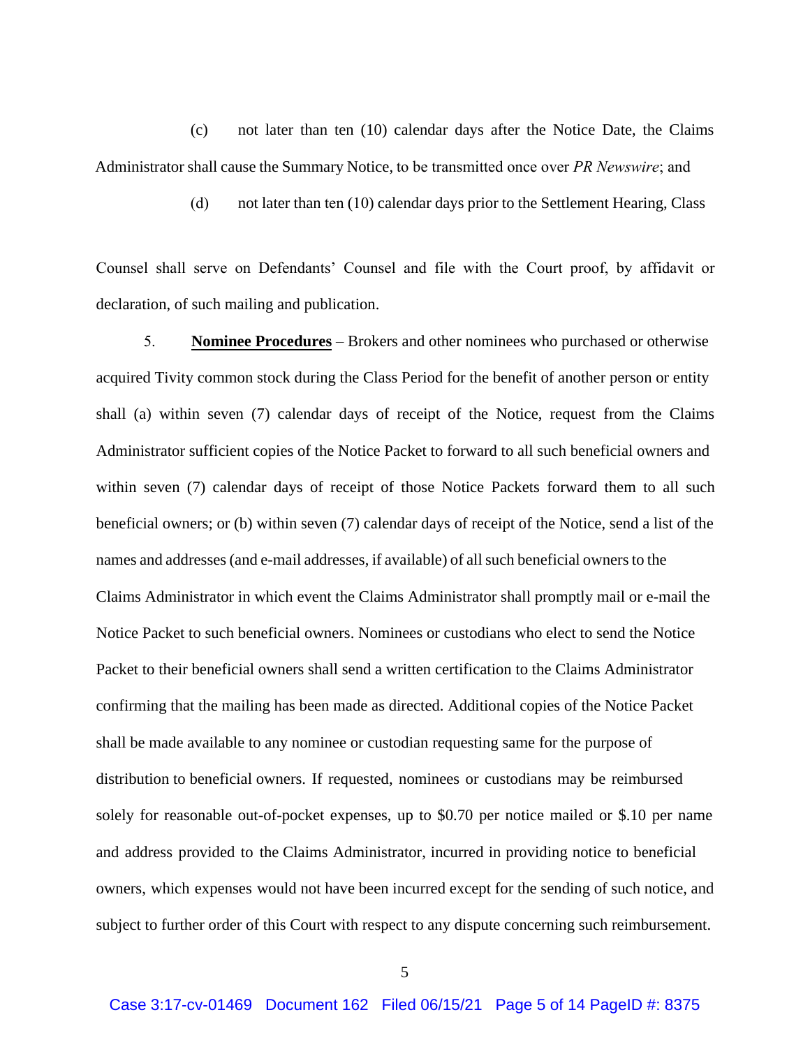(c) not later than ten (10) calendar days after the Notice Date, the Claims Administrator shall cause the Summary Notice, to be transmitted once over *PR Newswire*; and

(d) not later than ten (10) calendar days prior to the Settlement Hearing, Class Counsel shall serve on Defendants' Counsel and file with the Court proof, by affidavit or declaration, of such mailing and publication.

5. **Nominee Procedures** – Brokers and other nominees who purchased or otherwise acquired Tivity common stock during the Class Period for the benefit of another person or entity shall (a) within seven (7) calendar days of receipt of the Notice, request from the Claims Administrator sufficient copies of the Notice Packet to forward to all such beneficial owners and within seven (7) calendar days of receipt of those Notice Packets forward them to all such beneficial owners; or (b) within seven (7) calendar days of receipt of the Notice, send a list of the names and addresses (and e-mail addresses, if available) of all such beneficial owners to the Claims Administrator in which event the Claims Administrator shall promptly mail or e-mail the Notice Packet to such beneficial owners. Nominees or custodians who elect to send the Notice Packet to their beneficial owners shall send a written certification to the Claims Administrator confirming that the mailing has been made as directed. Additional copies of the Notice Packet shall be made available to any nominee or custodian requesting same for the purpose of distribution to beneficial owners. If requested, nominees or custodians may be reimbursed solely for reasonable out-of-pocket expenses, up to $0.70 per notice mailed or $.10 per name and address provided to the Claims Administrator, incurred in providing notice to beneficial owners, which expenses would not have been incurred except for the sending of such notice, and subject to further order of this Court with respect to any dispute concerning such reimbursement.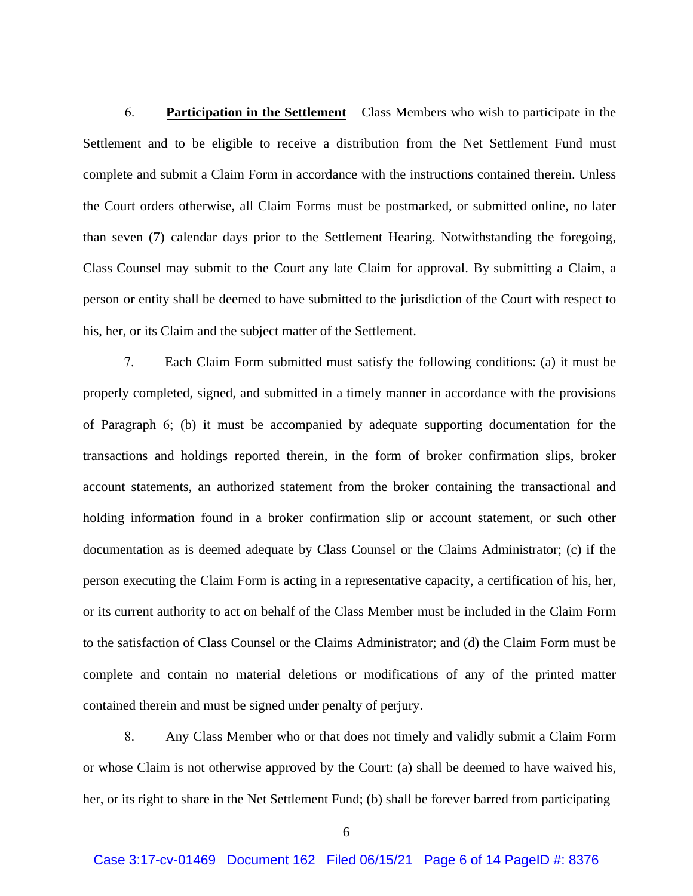6. **Participation in the Settlement** – Class Members who wish to participate in the Settlement and to be eligible to receive a distribution from the Net Settlement Fund must complete and submit a Claim Form in accordance with the instructions contained therein. Unless the Court orders otherwise, all Claim Forms must be postmarked, or submitted online, no later than seven (7) calendar days prior to the Settlement Hearing. Notwithstanding the foregoing, Class Counsel may submit to the Court any late Claim for approval. By submitting a Claim, a person or entity shall be deemed to have submitted to the jurisdiction of the Court with respect to his, her, or its Claim and the subject matter of the Settlement.

7. Each Claim Form submitted must satisfy the following conditions: (a) it must be properly completed, signed, and submitted in a timely manner in accordance with the provisions of Paragraph 6; (b) it must be accompanied by adequate supporting documentation for the transactions and holdings reported therein, in the form of broker confirmation slips, broker account statements, an authorized statement from the broker containing the transactional and holding information found in a broker confirmation slip or account statement, or such other documentation as is deemed adequate by Class Counsel or the Claims Administrator; (c) if the person executing the Claim Form is acting in a representative capacity, a certification of his, her, or its current authority to act on behalf of the Class Member must be included in the Claim Form to the satisfaction of Class Counsel or the Claims Administrator; and (d) the Claim Form must be complete and contain no material deletions or modifications of any of the printed matter contained therein and must be signed under penalty of perjury.

8. Any Class Member who or that does not timely and validly submit a Claim Form or whose Claim is not otherwise approved by the Court: (a) shall be deemed to have waived his, her, or its right to share in the Net Settlement Fund; (b) shall be forever barred from participating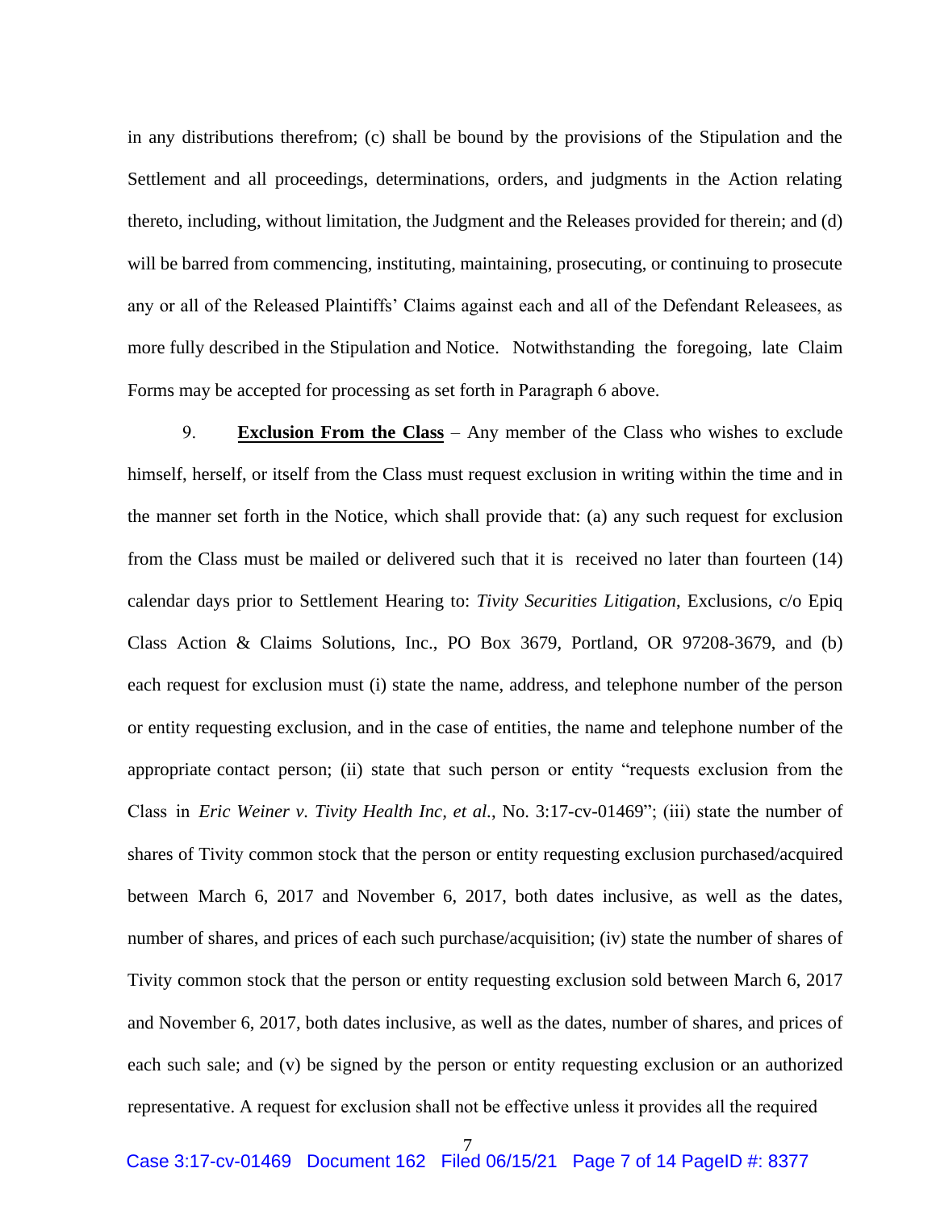in any distributions therefrom; (c) shall be bound by the provisions of the Stipulation and the Settlement and all proceedings, determinations, orders, and judgments in the Action relating thereto, including, without limitation, the Judgment and the Releases provided for therein; and (d) will be barred from commencing, instituting, maintaining, prosecuting, or continuing to prosecute any or all of the Released Plaintiffs' Claims against each and all of the Defendant Releasees, as more fully described in the Stipulation and Notice. Notwithstanding the foregoing, late Claim Forms may be accepted for processing as set forth in Paragraph 6 above.

9. **Exclusion From the Class** – Any member of the Class who wishes to exclude himself, herself, or itself from the Class must request exclusion in writing within the time and in the manner set forth in the Notice, which shall provide that: (a) any such request for exclusion from the Class must be mailed or delivered such that it is received no later than fourteen (14) calendar days prior to Settlement Hearing to: *Tivity Securities Litigation*, Exclusions, c/o Epiq Class Action & Claims Solutions, Inc., PO Box 3679, Portland, OR 97208-3679, and (b) each request for exclusion must (i) state the name, address, and telephone number of the person or entity requesting exclusion, and in the case of entities, the name and telephone number of the appropriate contact person; (ii) state that such person or entity "requests exclusion from the Class in *Eric Weiner v. Tivity Health Inc, et al.*, No. 3:17-cv-01469"; (iii) state the number of shares of Tivity common stock that the person or entity requesting exclusion purchased/acquired between March 6, 2017 and November 6, 2017, both dates inclusive, as well as the dates, number of shares, and prices of each such purchase/acquisition; (iv) state the number of shares of Tivity common stock that the person or entity requesting exclusion sold between March 6, 2017 and November 6, 2017, both dates inclusive, as well as the dates, number of shares, and prices of each such sale; and (v) be signed by the person or entity requesting exclusion or an authorized representative. A request for exclusion shall not be effective unless it provides all the required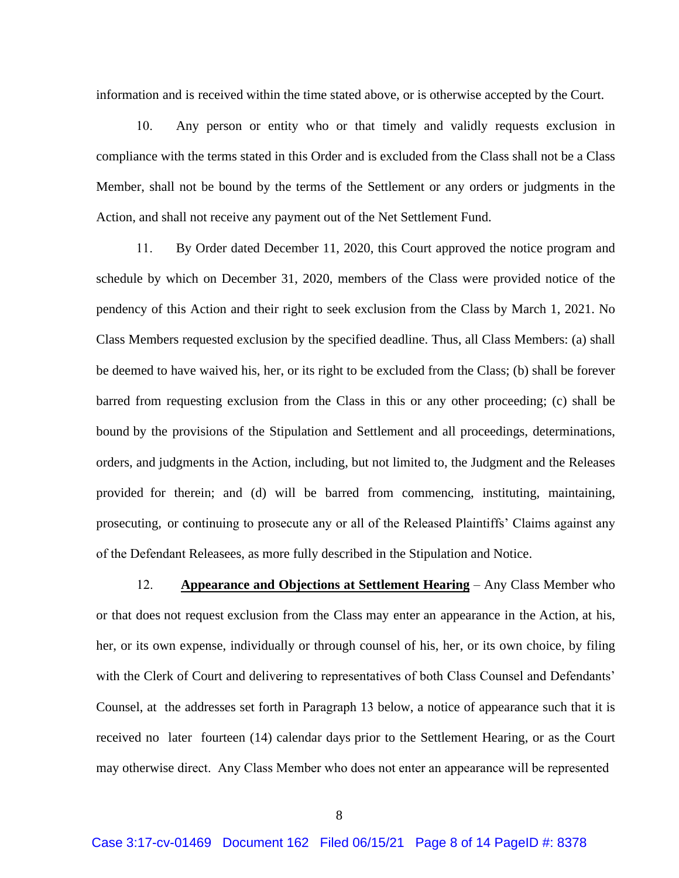information and is received within the time stated above, or is otherwise accepted by the Court.

10. Any person or entity who or that timely and validly requests exclusion in compliance with the terms stated in this Order and is excluded from the Class shall not be a Class Member, shall not be bound by the terms of the Settlement or any orders or judgments in the Action, and shall not receive any payment out of the Net Settlement Fund.

11. By Order dated December 11, 2020, this Court approved the notice program and schedule by which on December 31, 2020, members of the Class were provided notice of the pendency of this Action and their right to seek exclusion from the Class by March 1, 2021. No Class Members requested exclusion by the specified deadline. Thus, all Class Members: (a) shall be deemed to have waived his, her, or its right to be excluded from the Class; (b) shall be forever barred from requesting exclusion from the Class in this or any other proceeding; (c) shall be bound by the provisions of the Stipulation and Settlement and all proceedings, determinations, orders, and judgments in the Action, including, but not limited to, the Judgment and the Releases provided for therein; and (d) will be barred from commencing, instituting, maintaining, prosecuting, or continuing to prosecute any or all of the Released Plaintiffs' Claims against any of the Defendant Releasees, as more fully described in the Stipulation and Notice.

12. **Appearance and Objections at Settlement Hearing** – Any Class Member who or that does not request exclusion from the Class may enter an appearance in the Action, at his, her, or its own expense, individually or through counsel of his, her, or its own choice, by filing with the Clerk of Court and delivering to representatives of both Class Counsel and Defendants' Counsel, at the addresses set forth in Paragraph 13 below, a notice of appearance such that it is received no later fourteen (14) calendar days prior to the Settlement Hearing, or as the Court may otherwise direct. Any Class Member who does not enter an appearance will be represented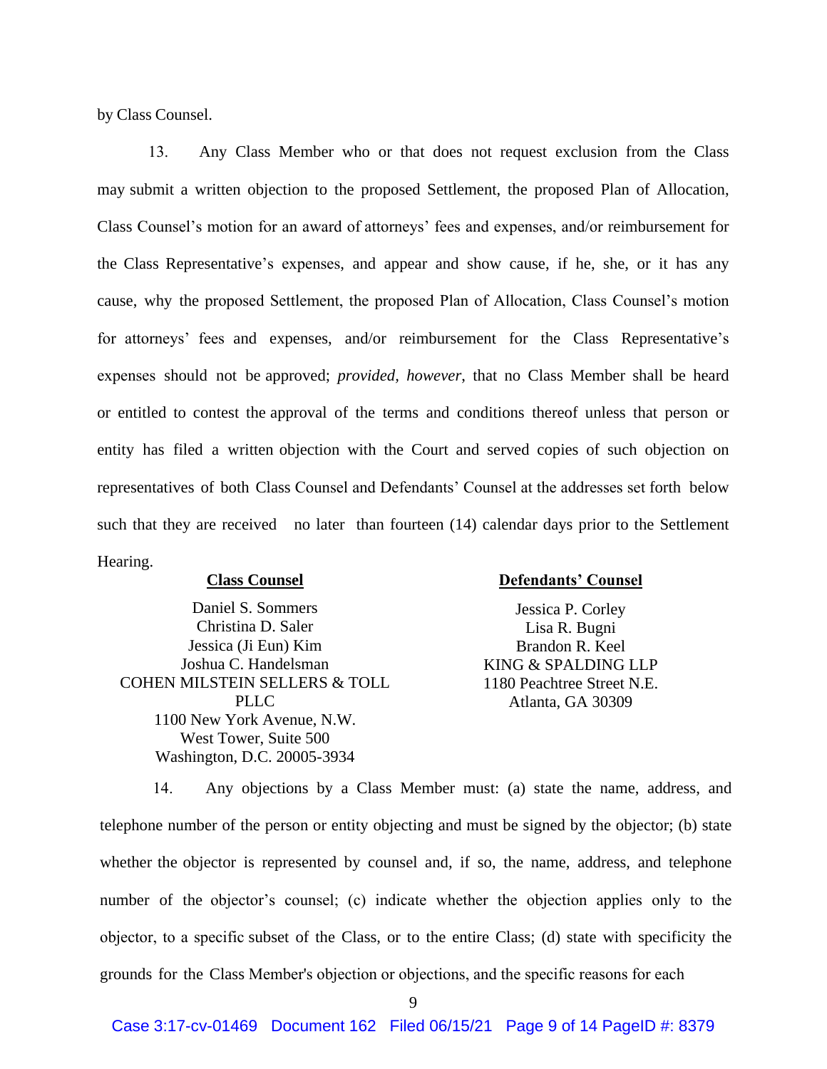by Class Counsel.

13. Any Class Member who or that does not request exclusion from the Class may submit a written objection to the proposed Settlement, the proposed Plan of Allocation, Class Counsel's motion for an award of attorneys' fees and expenses, and/or reimbursement for the Class Representative's expenses, and appear and show cause, if he, she, or it has any cause, why the proposed Settlement, the proposed Plan of Allocation, Class Counsel's motion for attorneys' fees and expenses, and/or reimbursement for the Class Representative's expenses should not be approved; *provided, however*, that no Class Member shall be heard or entitled to contest the approval of the terms and conditions thereof unless that person or entity has filed a written objection with the Court and served copies of such objection on representatives of both Class Counsel and Defendants' Counsel at the addresses set forth below such that they are received no later than fourteen (14) calendar days prior to the Settlement Hearing.

**Class Counsel**

Daniel S. Sommers
Christina D. Saler
Jessica (Ji Eun) Kim
Joshua C. Handelsman
COHEN MILSTEIN SELLERS & TOLL PLLC
1100 New York Avenue, N.W.
West Tower, Suite 500
Washington, D.C. 20005-3934

**Defendants' Counsel**

Jessica P. Corley
Lisa R. Bugni
Brandon R. Keel
KING & SPALDING LLP
1180 Peachtree Street N.E.
Atlanta, GA 30309

14. Any objections by a Class Member must: (a) state the name, address, and telephone number of the person or entity objecting and must be signed by the objector; (b) state whether the objector is represented by counsel and, if so, the name, address, and telephone number of the objector's counsel; (c) indicate whether the objection applies only to the objector, to a specific subset of the Class, or to the entire Class; (d) state with specificity the grounds for the Class Member's objection or objections, and the specific reasons for each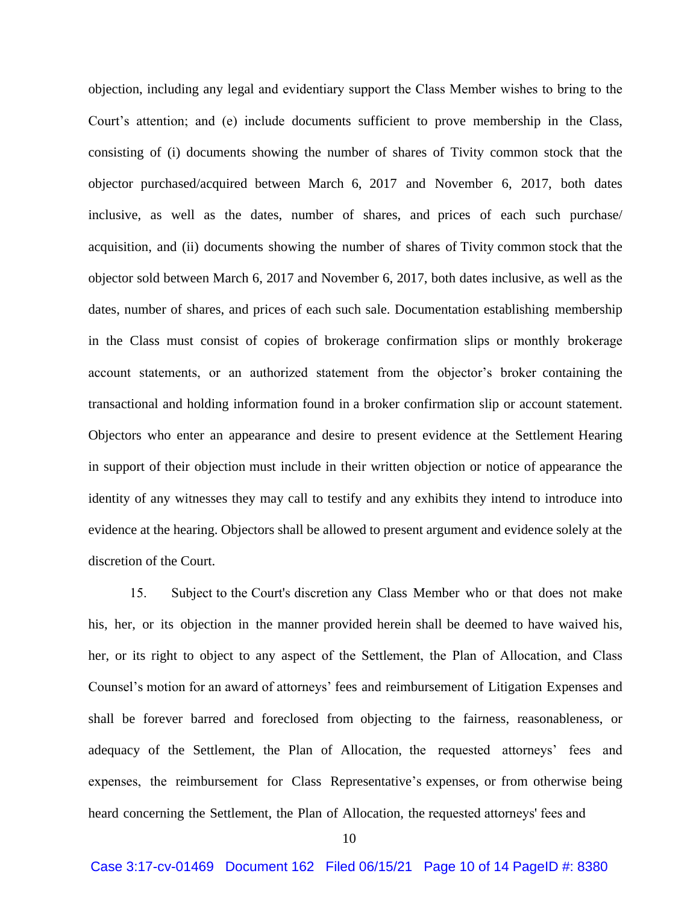objection, including any legal and evidentiary support the Class Member wishes to bring to the Court's attention; and (e) include documents sufficient to prove membership in the Class, consisting of (i) documents showing the number of shares of Tivity common stock that the objector purchased/acquired between March 6, 2017 and November 6, 2017, both dates inclusive, as well as the dates, number of shares, and prices of each such purchase/ acquisition, and (ii) documents showing the number of shares of Tivity common stock that the objector sold between March 6, 2017 and November 6, 2017, both dates inclusive, as well as the dates, number of shares, and prices of each such sale. Documentation establishing membership in the Class must consist of copies of brokerage confirmation slips or monthly brokerage account statements, or an authorized statement from the objector's broker containing the transactional and holding information found in a broker confirmation slip or account statement. Objectors who enter an appearance and desire to present evidence at the Settlement Hearing in support of their objection must include in their written objection or notice of appearance the identity of any witnesses they may call to testify and any exhibits they intend to introduce into evidence at the hearing. Objectors shall be allowed to present argument and evidence solely at the discretion of the Court.

15. Subject to the Court's discretion any Class Member who or that does not make his, her, or its objection in the manner provided herein shall be deemed to have waived his, her, or its right to object to any aspect of the Settlement, the Plan of Allocation, and Class Counsel's motion for an award of attorneys' fees and reimbursement of Litigation Expenses and shall be forever barred and foreclosed from objecting to the fairness, reasonableness, or adequacy of the Settlement, the Plan of Allocation, the requested attorneys' fees and expenses, the reimbursement for Class Representative's expenses, or from otherwise being heard concerning the Settlement, the Plan of Allocation, the requested attorneys' fees and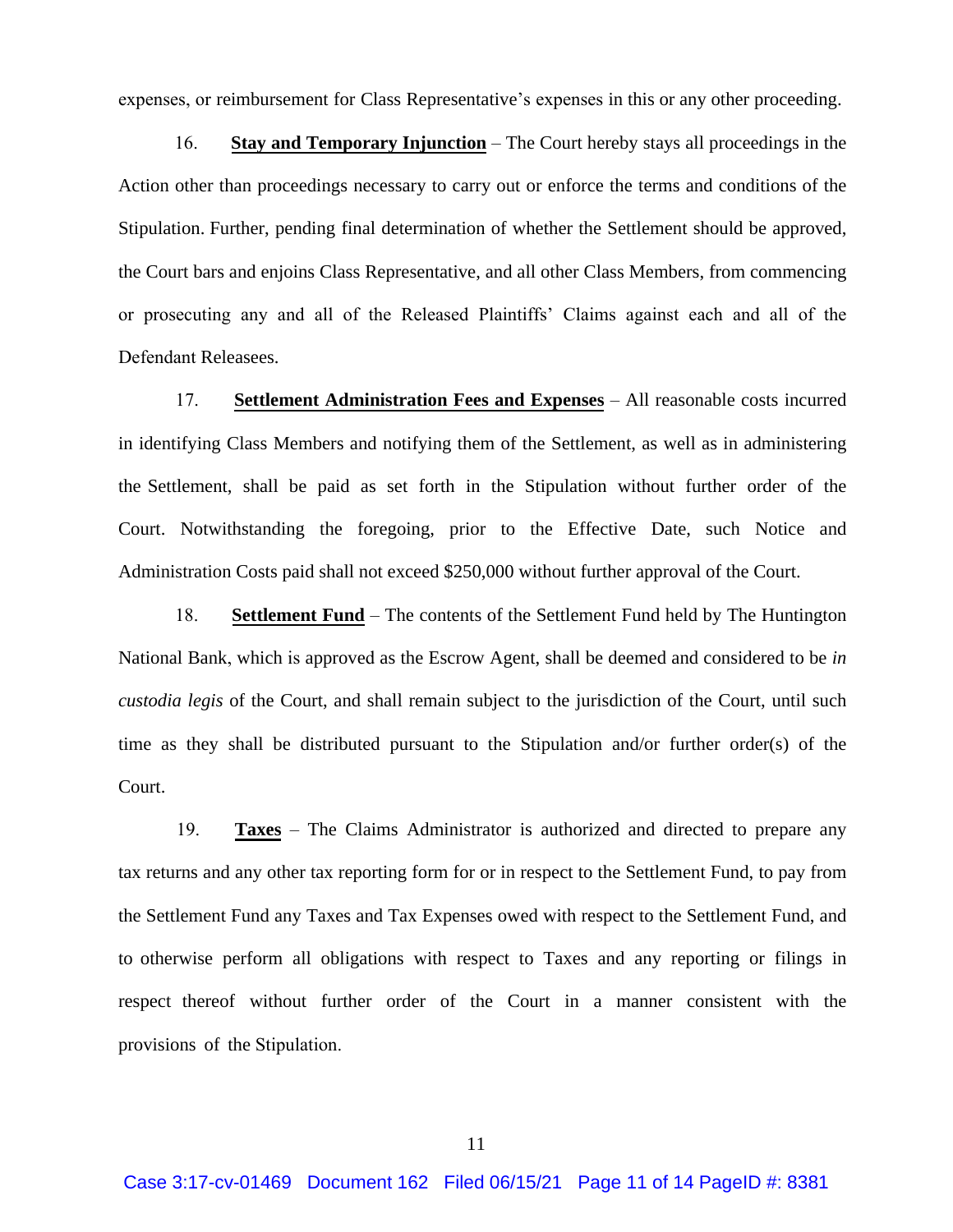expenses, or reimbursement for Class Representative's expenses in this or any other proceeding.

16. **Stay and Temporary Injunction** – The Court hereby stays all proceedings in the Action other than proceedings necessary to carry out or enforce the terms and conditions of the Stipulation. Further, pending final determination of whether the Settlement should be approved, the Court bars and enjoins Class Representative, and all other Class Members, from commencing or prosecuting any and all of the Released Plaintiffs' Claims against each and all of the Defendant Releasees.

17. **Settlement Administration Fees and Expenses** – All reasonable costs incurred in identifying Class Members and notifying them of the Settlement, as well as in administering the Settlement, shall be paid as set forth in the Stipulation without further order of the Court. Notwithstanding the foregoing, prior to the Effective Date, such Notice and Administration Costs paid shall not exceed $250,000 without further approval of the Court.

18. **Settlement Fund** – The contents of the Settlement Fund held by The Huntington National Bank, which is approved as the Escrow Agent, shall be deemed and considered to be *in custodia legis* of the Court, and shall remain subject to the jurisdiction of the Court, until such time as they shall be distributed pursuant to the Stipulation and/or further order(s) of the Court.

19. **Taxes** – The Claims Administrator is authorized and directed to prepare any tax returns and any other tax reporting form for or in respect to the Settlement Fund, to pay from the Settlement Fund any Taxes and Tax Expenses owed with respect to the Settlement Fund, and to otherwise perform all obligations with respect to Taxes and any reporting or filings in respect thereof without further order of the Court in a manner consistent with the provisions of the Stipulation.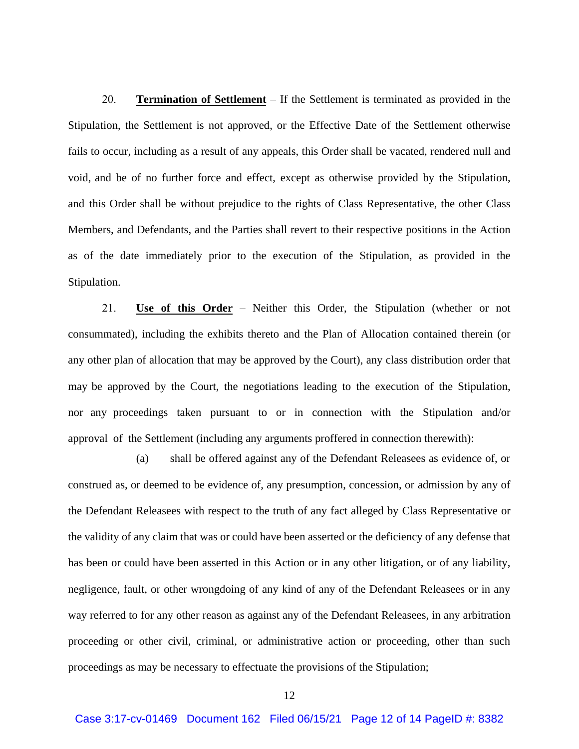20. **Termination of Settlement** – If the Settlement is terminated as provided in the Stipulation, the Settlement is not approved, or the Effective Date of the Settlement otherwise fails to occur, including as a result of any appeals, this Order shall be vacated, rendered null and void, and be of no further force and effect, except as otherwise provided by the Stipulation, and this Order shall be without prejudice to the rights of Class Representative, the other Class Members, and Defendants, and the Parties shall revert to their respective positions in the Action as of the date immediately prior to the execution of the Stipulation, as provided in the Stipulation.

21. **Use of this Order** – Neither this Order, the Stipulation (whether or not consummated), including the exhibits thereto and the Plan of Allocation contained therein (or any other plan of allocation that may be approved by the Court), any class distribution order that may be approved by the Court, the negotiations leading to the execution of the Stipulation, nor any proceedings taken pursuant to or in connection with the Stipulation and/or approval of the Settlement (including any arguments proffered in connection therewith):

(a) shall be offered against any of the Defendant Releasees as evidence of, or construed as, or deemed to be evidence of, any presumption, concession, or admission by any of the Defendant Releasees with respect to the truth of any fact alleged by Class Representative or the validity of any claim that was or could have been asserted or the deficiency of any defense that has been or could have been asserted in this Action or in any other litigation, or of any liability, negligence, fault, or other wrongdoing of any kind of any of the Defendant Releasees or in any way referred to for any other reason as against any of the Defendant Releasees, in any arbitration proceeding or other civil, criminal, or administrative action or proceeding, other than such proceedings as may be necessary to effectuate the provisions of the Stipulation;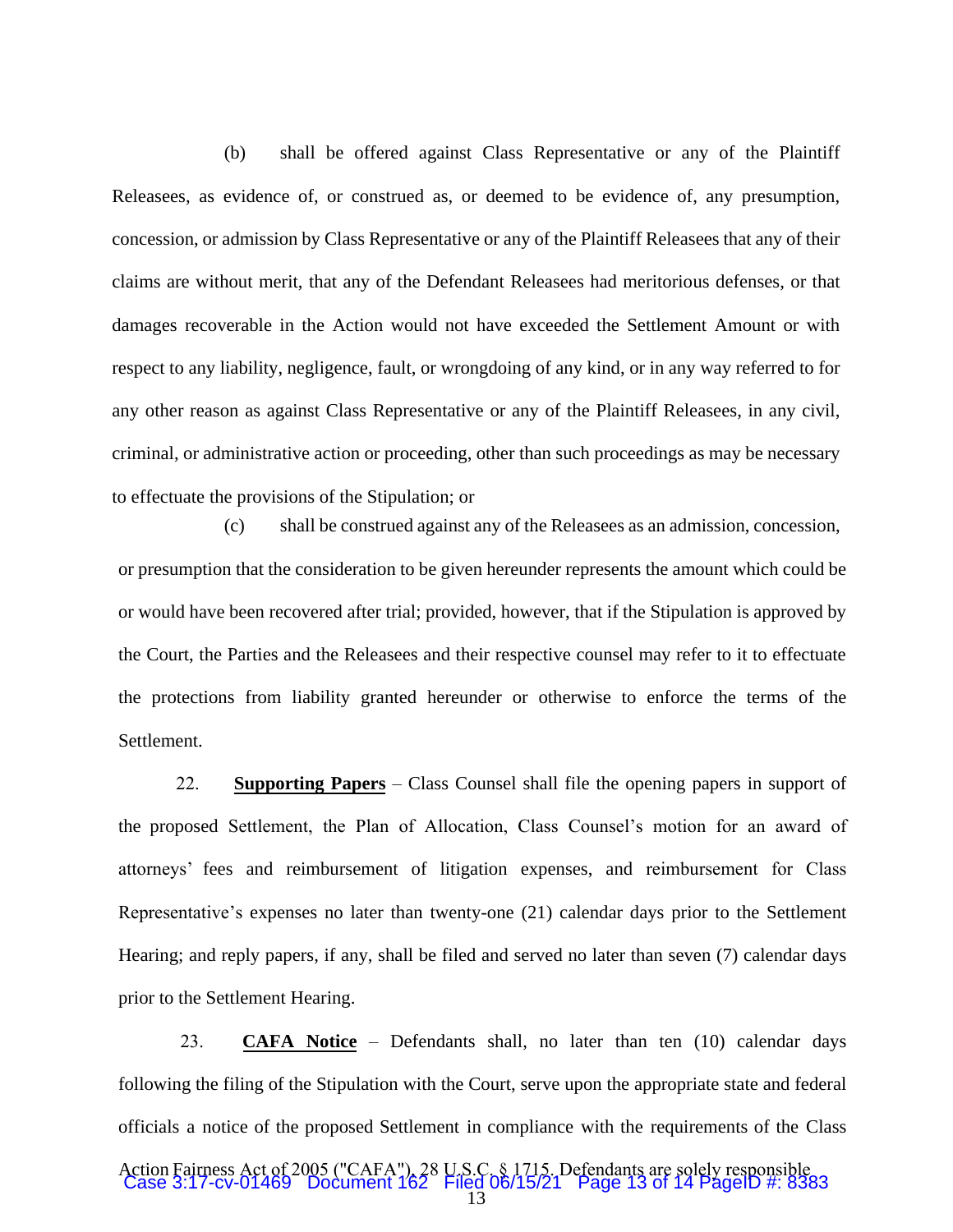(b) shall be offered against Class Representative or any of the Plaintiff Releasees, as evidence of, or construed as, or deemed to be evidence of, any presumption, concession, or admission by Class Representative or any of the Plaintiff Releasees that any of their claims are without merit, that any of the Defendant Releasees had meritorious defenses, or that damages recoverable in the Action would not have exceeded the Settlement Amount or with respect to any liability, negligence, fault, or wrongdoing of any kind, or in any way referred to for any other reason as against Class Representative or any of the Plaintiff Releasees, in any civil, criminal, or administrative action or proceeding, other than such proceedings as may be necessary to effectuate the provisions of the Stipulation; or

(c) shall be construed against any of the Releasees as an admission, concession, or presumption that the consideration to be given hereunder represents the amount which could be or would have been recovered after trial; provided, however, that if the Stipulation is approved by the Court, the Parties and the Releasees and their respective counsel may refer to it to effectuate the protections from liability granted hereunder or otherwise to enforce the terms of the Settlement.

22. **Supporting Papers** – Class Counsel shall file the opening papers in support of the proposed Settlement, the Plan of Allocation, Class Counsel's motion for an award of attorneys' fees and reimbursement of litigation expenses, and reimbursement for Class Representative's expenses no later than twenty-one (21) calendar days prior to the Settlement Hearing; and reply papers, if any, shall be filed and served no later than seven (7) calendar days prior to the Settlement Hearing.

23. **CAFA Notice** – Defendants shall, no later than ten (10) calendar days following the filing of the Stipulation with the Court, serve upon the appropriate state and federal officials a notice of the proposed Settlement in compliance with the requirements of the Class Action Fairness Act of 2005 ("CAFA"), 28 U.S.C. § 1715. Defendants are solely responsible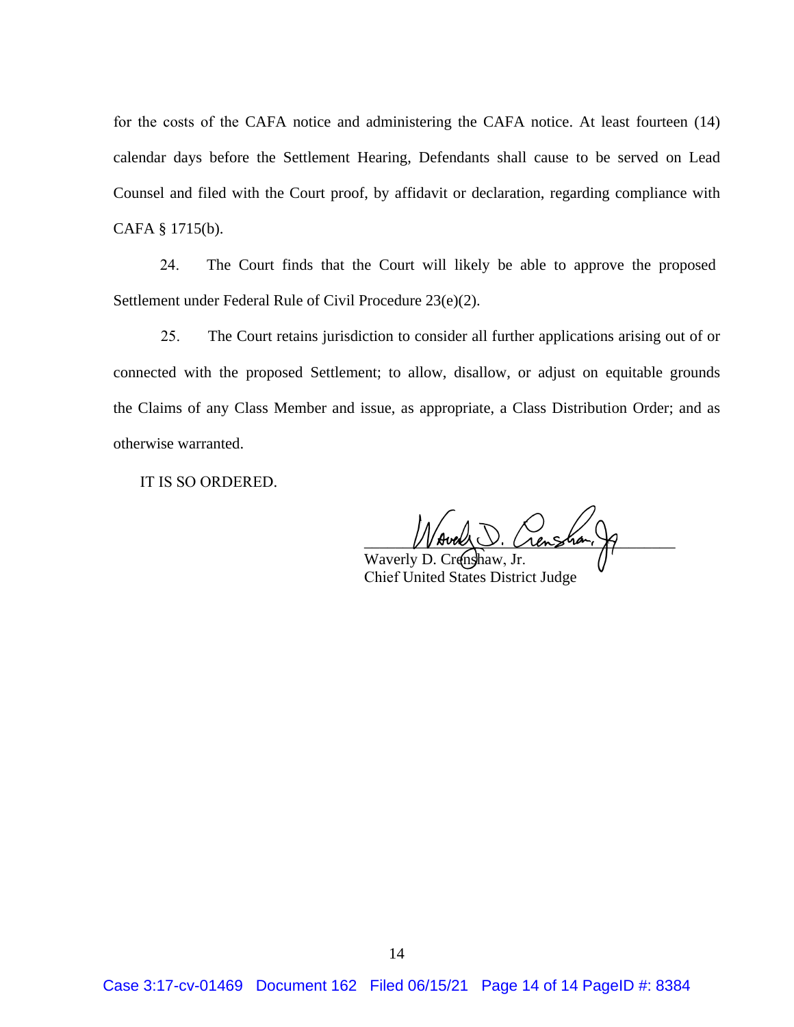for the costs of the CAFA notice and administering the CAFA notice. At least fourteen (14) calendar days before the Settlement Hearing, Defendants shall cause to be served on Lead Counsel and filed with the Court proof, by affidavit or declaration, regarding compliance with CAFA § 1715(b).

24. The Court finds that the Court will likely be able to approve the proposed Settlement under Federal Rule of Civil Procedure 23(e)(2).

25. The Court retains jurisdiction to consider all further applications arising out of or connected with the proposed Settlement; to allow, disallow, or adjust on equitable grounds the Claims of any Class Member and issue, as appropriate, a Class Distribution Order; and as otherwise warranted.

IT IS SO ORDERED.

Waverly D. Crenshaw, Jr.
Chief United States District Judge